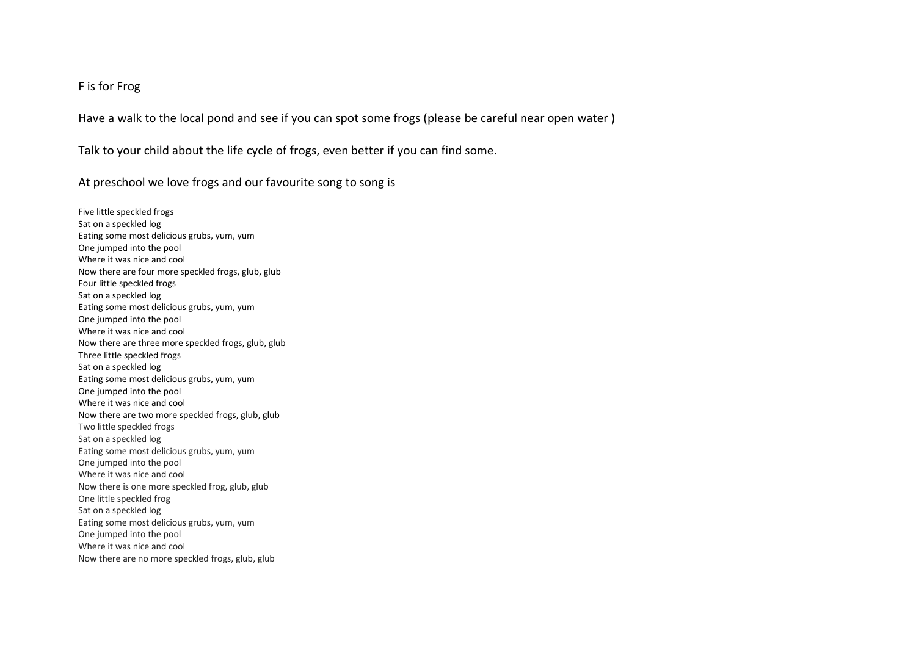F is for Frog

Have a walk to the local pond and see if you can spot some frogs (please be careful near open water )

Talk to your child about the life cycle of frogs, even better if you can find some.

At preschool we love frogs and our favourite song to song is

Five little speckled frogs
Sat on a speckled log
Eating some most delicious grubs, yum, yum
One jumped into the pool
Where it was nice and cool
Now there are four more speckled frogs, glub, glub
Four little speckled frogs
Sat on a speckled log
Eating some most delicious grubs, yum, yum
One jumped into the pool
Where it was nice and cool
Now there are three more speckled frogs, glub, glub
Three little speckled frogs
Sat on a speckled log
Eating some most delicious grubs, yum, yum
One jumped into the pool
Where it was nice and cool
Now there are two more speckled frogs, glub, glub
Two little speckled frogs
Sat on a speckled log
Eating some most delicious grubs, yum, yum
One jumped into the pool
Where it was nice and cool
Now there is one more speckled frog, glub, glub
One little speckled frog
Sat on a speckled log
Eating some most delicious grubs, yum, yum
One jumped into the pool
Where it was nice and cool
Now there are no more speckled frogs, glub, glub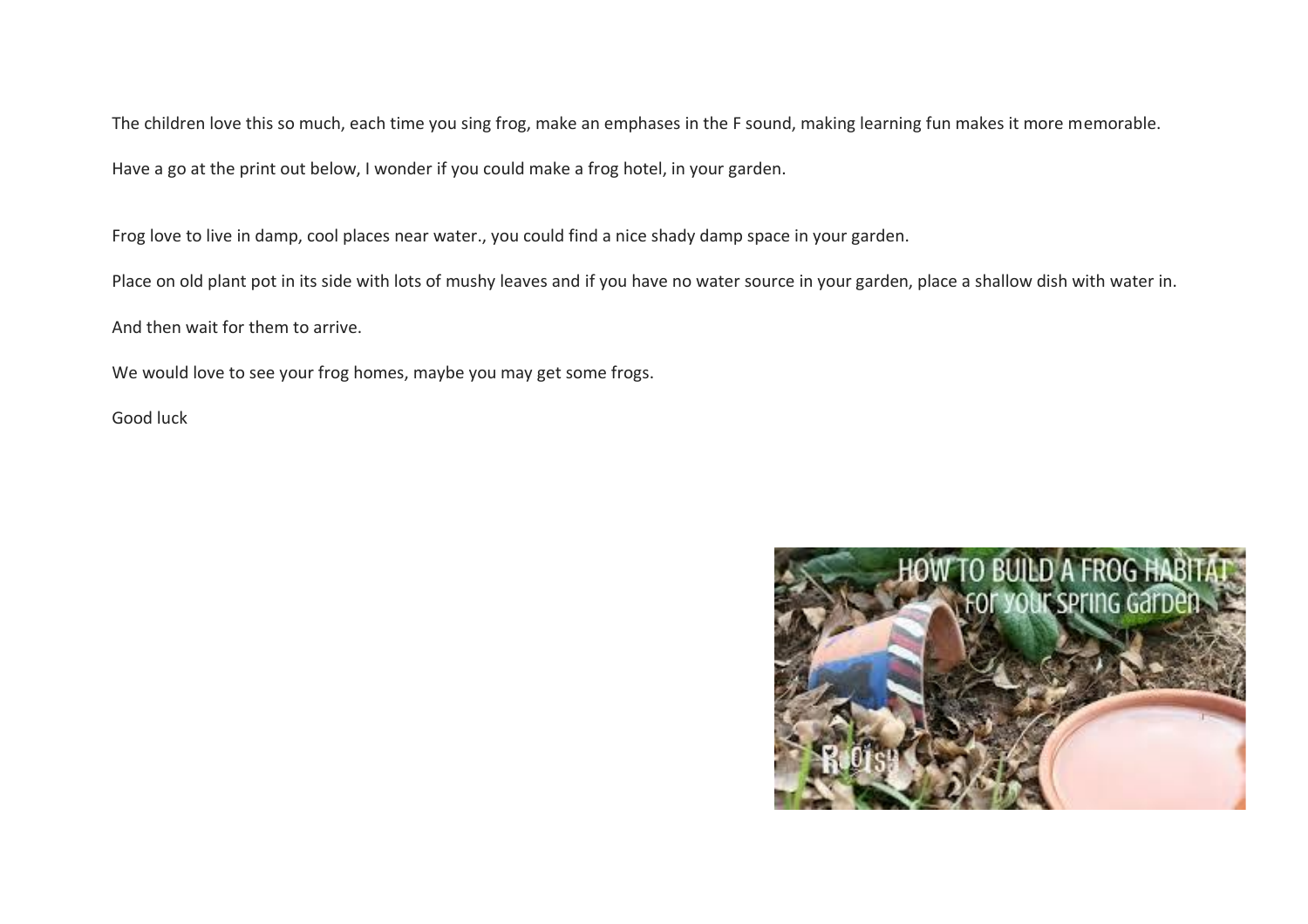The children love this so much, each time you sing frog, make an emphases in the F sound, making learning fun makes it more memorable.

Have a go at the print out below, I wonder if you could make a frog hotel, in your garden.

Frog love to live in damp, cool places near water., you could find a nice shady damp space in your garden.

Place on old plant pot in its side with lots of mushy leaves and if you have no water source in your garden, place a shallow dish with water in.

And then wait for them to arrive.

We would love to see your frog homes, maybe you may get some frogs.

Good luck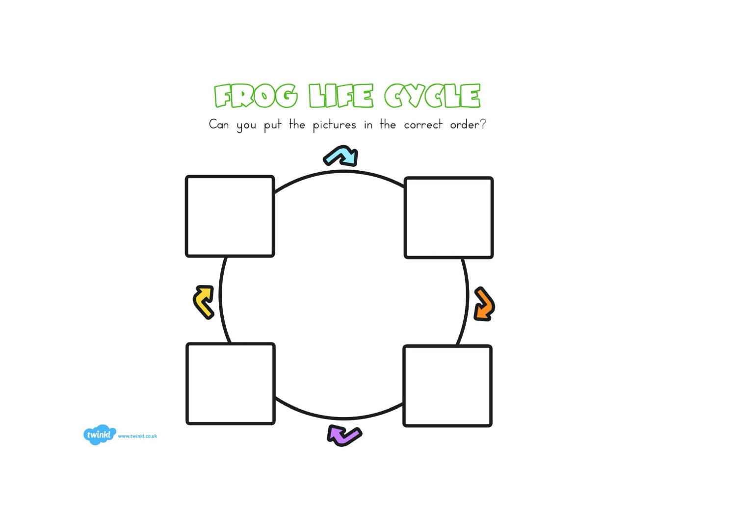# FROG LIFE CYCLE

Can you put the pictures in the correct order?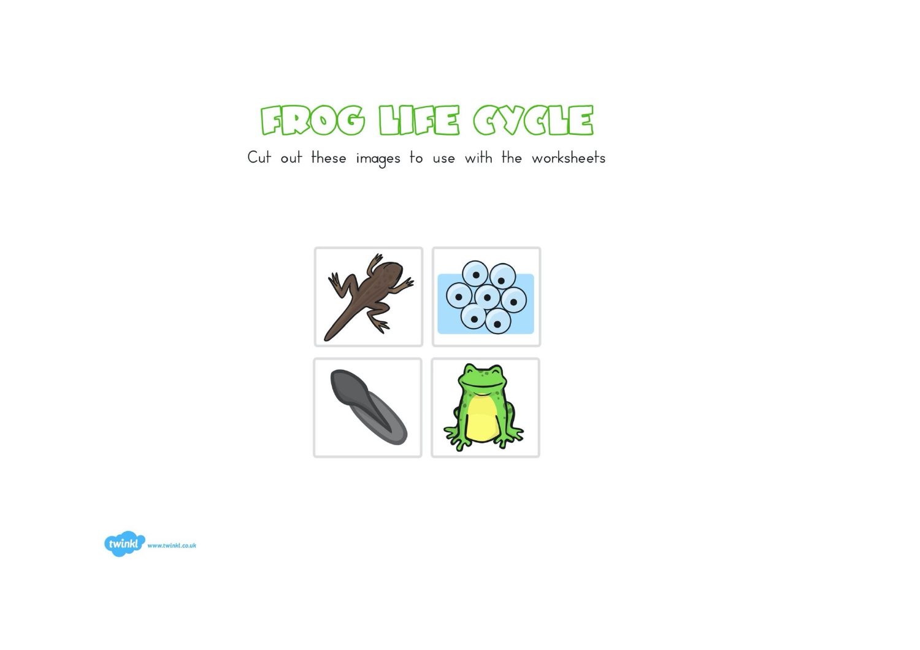# FROG LIFE CYCLE

Cut out these images to use with the worksheets